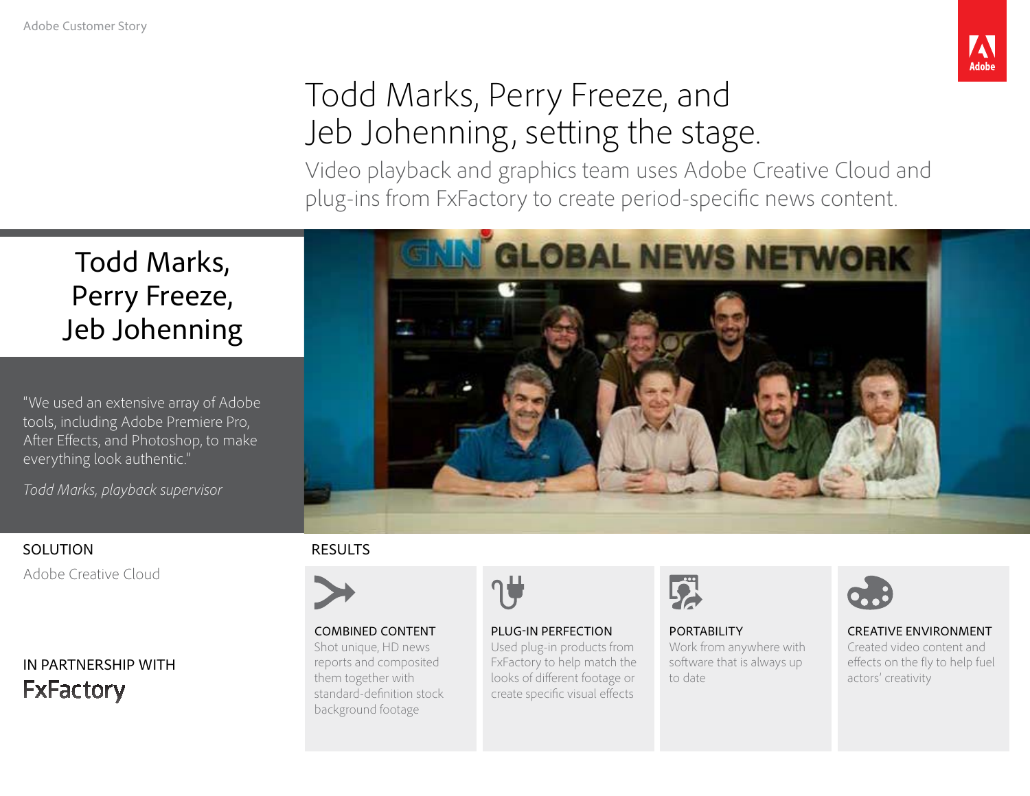Adobe Customer Story

# Todd Marks, Perry Freeze, and Jeb Johenning, setting the stage.

Video playback and graphics team uses Adobe Creative Cloud and plug-ins from FxFactory to create period-specific news content.

## Todd Marks, Perry Freeze, Jeb Johenning

"We used an extensive array of Adobe tools, including Adobe Premiere Pro, After Effects, and Photoshop, to make everything look authentic."

*Todd Marks, playback supervisor*

### SOLUTION

Adobe Creative Cloud

### IN PARTNERSHIP WITH

FxFactory

### RESULTS

**COMBINED CONTENT**
Shot unique, HD news reports and composited them together with standard-definition stock background footage

**PLUG-IN PERFECTION**
Used plug-in products from FxFactory to help match the looks of different footage or create specific visual effects

**PORTABILITY**
Work from anywhere with software that is always up to date

**CREATIVE ENVIRONMENT**
Created video content and effects on the fly to help fuel actors' creativity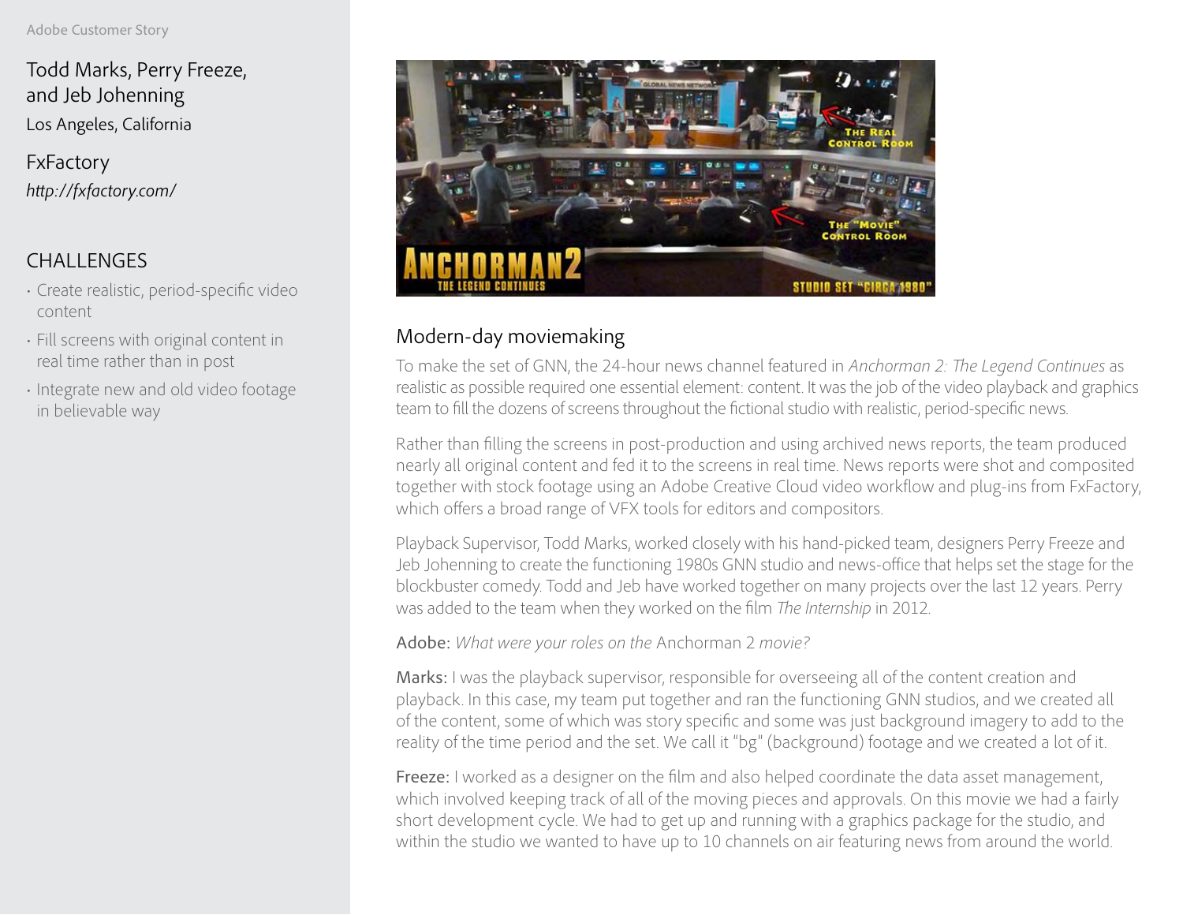Adobe Customer Story

Todd Marks, Perry Freeze, and Jeb Johenning

Los Angeles, California

FxFactory

*http://fxfactory.com/*

## CHALLENGES

- Create realistic, period-specific video content
- Fill screens with original content in real time rather than in post
- Integrate new and old video footage in believable way

## Modern-day moviemaking

To make the set of GNN, the 24-hour news channel featured in *Anchorman 2: The Legend Continues* as realistic as possible required one essential element: content. It was the job of the video playback and graphics team to fill the dozens of screens throughout the fictional studio with realistic, period-specific news.

Rather than filling the screens in post-production and using archived news reports, the team produced nearly all original content and fed it to the screens in real time. News reports were shot and composited together with stock footage using an Adobe Creative Cloud video workflow and plug-ins from FxFactory, which offers a broad range of VFX tools for editors and compositors.

Playback Supervisor, Todd Marks, worked closely with his hand-picked team, designers Perry Freeze and Jeb Johenning to create the functioning 1980s GNN studio and news-office that helps set the stage for the blockbuster comedy. Todd and Jeb have worked together on many projects over the last 12 years. Perry was added to the team when they worked on the film *The Internship* in 2012.

Adobe: *What were your roles on the* Anchorman 2 *movie?*

Marks: I was the playback supervisor, responsible for overseeing all of the content creation and playback. In this case, my team put together and ran the functioning GNN studios, and we created all of the content, some of which was story specific and some was just background imagery to add to the reality of the time period and the set. We call it "bg" (background) footage and we created a lot of it.

Freeze: I worked as a designer on the film and also helped coordinate the data asset management, which involved keeping track of all of the moving pieces and approvals. On this movie we had a fairly short development cycle. We had to get up and running with a graphics package for the studio, and within the studio we wanted to have up to 10 channels on air featuring news from around the world.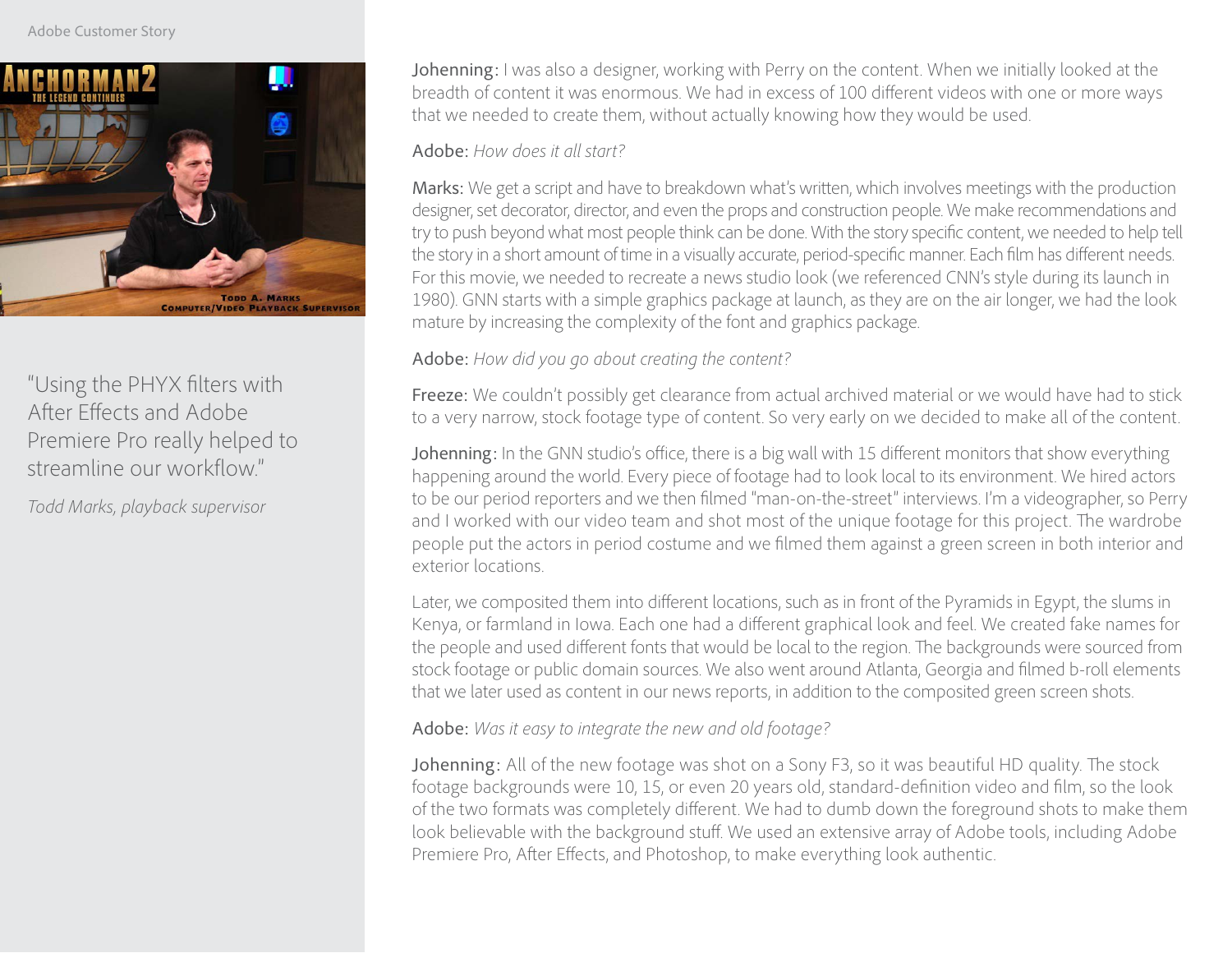"Using the PHYX filters with After Effects and Adobe Premiere Pro really helped to streamline our workflow."

*Todd Marks, playback supervisor*

**Johenning:** I was also a designer, working with Perry on the content. When we initially looked at the breadth of content it was enormous. We had in excess of 100 different videos with one or more ways that we needed to create them, without actually knowing how they would be used.

**Adobe:** *How does it all start?*

**Marks:** We get a script and have to breakdown what's written, which involves meetings with the production designer, set decorator, director, and even the props and construction people. We make recommendations and try to push beyond what most people think can be done. With the story specific content, we needed to help tell the story in a short amount of time in a visually accurate, period-specific manner. Each film has different needs. For this movie, we needed to recreate a news studio look (we referenced CNN's style during its launch in 1980). GNN starts with a simple graphics package at launch, as they are on the air longer, we had the look mature by increasing the complexity of the font and graphics package.

**Adobe:** *How did you go about creating the content?*

**Freeze:** We couldn't possibly get clearance from actual archived material or we would have had to stick to a very narrow, stock footage type of content. So very early on we decided to make all of the content.

**Johenning:** In the GNN studio's office, there is a big wall with 15 different monitors that show everything happening around the world. Every piece of footage had to look local to its environment. We hired actors to be our period reporters and we then filmed "man-on-the-street" interviews. I'm a videographer, so Perry and I worked with our video team and shot most of the unique footage for this project. The wardrobe people put the actors in period costume and we filmed them against a green screen in both interior and exterior locations.

Later, we composited them into different locations, such as in front of the Pyramids in Egypt, the slums in Kenya, or farmland in Iowa. Each one had a different graphical look and feel. We created fake names for the people and used different fonts that would be local to the region. The backgrounds were sourced from stock footage or public domain sources. We also went around Atlanta, Georgia and filmed b-roll elements that we later used as content in our news reports, in addition to the composited green screen shots.

**Adobe:** *Was it easy to integrate the new and old footage?*

**Johenning:** All of the new footage was shot on a Sony F3, so it was beautiful HD quality. The stock footage backgrounds were 10, 15, or even 20 years old, standard-definition video and film, so the look of the two formats was completely different. We had to dumb down the foreground shots to make them look believable with the background stuff. We used an extensive array of Adobe tools, including Adobe Premiere Pro, After Effects, and Photoshop, to make everything look authentic.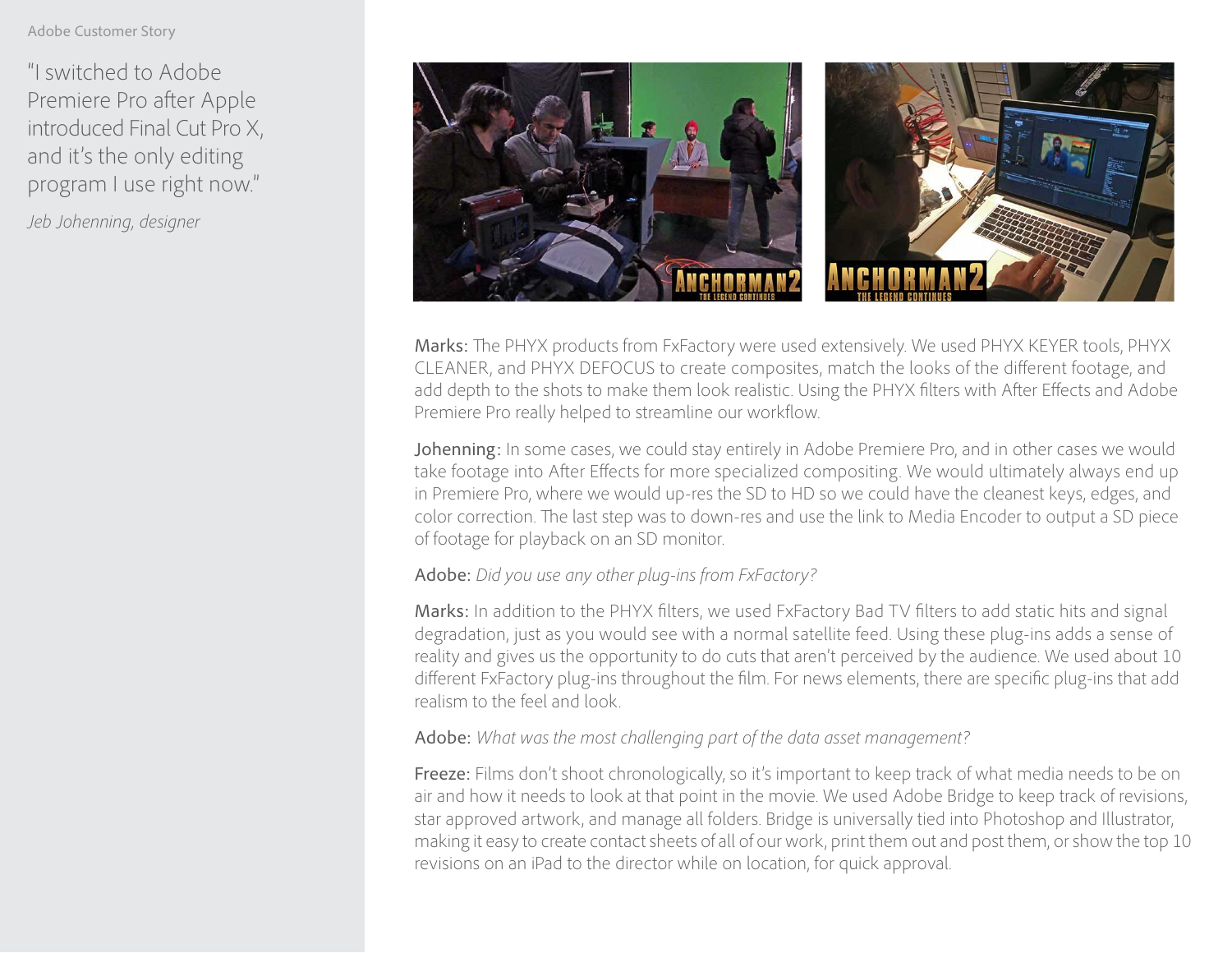"I switched to Adobe Premiere Pro after Apple introduced Final Cut Pro X, and it's the only editing program I use right now."

*Jeb Johenning, designer*

Marks: The PHYX products from FxFactory were used extensively. We used PHYX KEYER tools, PHYX CLEANER, and PHYX DEFOCUS to create composites, match the looks of the different footage, and add depth to the shots to make them look realistic. Using the PHYX filters with After Effects and Adobe Premiere Pro really helped to streamline our workflow.

Johenning: In some cases, we could stay entirely in Adobe Premiere Pro, and in other cases we would take footage into After Effects for more specialized compositing. We would ultimately always end up in Premiere Pro, where we would up-res the SD to HD so we could have the cleanest keys, edges, and color correction. The last step was to down-res and use the link to Media Encoder to output a SD piece of footage for playback on an SD monitor.

Adobe: *Did you use any other plug-ins from FxFactory?*

Marks: In addition to the PHYX filters, we used FxFactory Bad TV filters to add static hits and signal degradation, just as you would see with a normal satellite feed. Using these plug-ins adds a sense of reality and gives us the opportunity to do cuts that aren't perceived by the audience. We used about 10 different FxFactory plug-ins throughout the film. For news elements, there are specific plug-ins that add realism to the feel and look.

Adobe: *What was the most challenging part of the data asset management?*

Freeze: Films don't shoot chronologically, so it's important to keep track of what media needs to be on air and how it needs to look at that point in the movie. We used Adobe Bridge to keep track of revisions, star approved artwork, and manage all folders. Bridge is universally tied into Photoshop and Illustrator, making it easy to create contact sheets of all of our work, print them out and post them, or show the top 10 revisions on an iPad to the director while on location, for quick approval.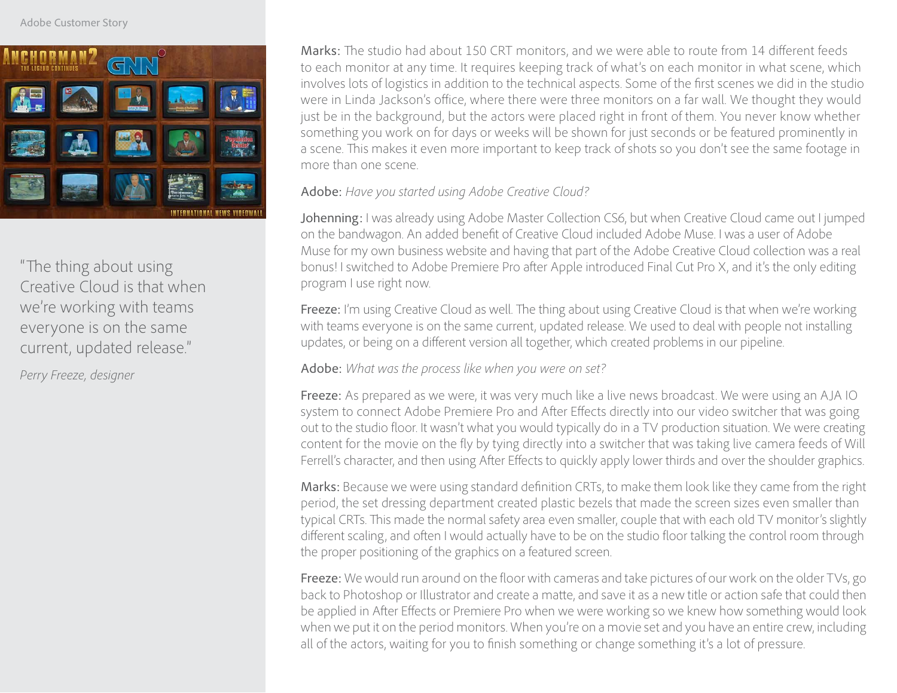"The thing about using Creative Cloud is that when we're working with teams everyone is on the same current, updated release."

*Perry Freeze, designer*

**Marks:** The studio had about 150 CRT monitors, and we were able to route from 14 different feeds to each monitor at any time. It requires keeping track of what's on each monitor in what scene, which involves lots of logistics in addition to the technical aspects. Some of the first scenes we did in the studio were in Linda Jackson's office, where there were three monitors on a far wall. We thought they would just be in the background, but the actors were placed right in front of them. You never know whether something you work on for days or weeks will be shown for just seconds or be featured prominently in a scene. This makes it even more important to keep track of shots so you don't see the same footage in more than one scene.

**Adobe:** *Have you started using Adobe Creative Cloud?*

**Johenning:** I was already using Adobe Master Collection CS6, but when Creative Cloud came out I jumped on the bandwagon. An added benefit of Creative Cloud included Adobe Muse. I was a user of Adobe Muse for my own business website and having that part of the Adobe Creative Cloud collection was a real bonus! I switched to Adobe Premiere Pro after Apple introduced Final Cut Pro X, and it's the only editing program I use right now.

**Freeze:** I'm using Creative Cloud as well. The thing about using Creative Cloud is that when we're working with teams everyone is on the same current, updated release. We used to deal with people not installing updates, or being on a different version all together, which created problems in our pipeline.

**Adobe:** *What was the process like when you were on set?*

**Freeze:** As prepared as we were, it was very much like a live news broadcast. We were using an AJA IO system to connect Adobe Premiere Pro and After Effects directly into our video switcher that was going out to the studio floor. It wasn't what you would typically do in a TV production situation. We were creating content for the movie on the fly by tying directly into a switcher that was taking live camera feeds of Will Ferrell's character, and then using After Effects to quickly apply lower thirds and over the shoulder graphics.

**Marks:** Because we were using standard definition CRTs, to make them look like they came from the right period, the set dressing department created plastic bezels that made the screen sizes even smaller than typical CRTs. This made the normal safety area even smaller, couple that with each old TV monitor's slightly different scaling, and often I would actually have to be on the studio floor talking the control room through the proper positioning of the graphics on a featured screen.

**Freeze:** We would run around on the floor with cameras and take pictures of our work on the older TVs, go back to Photoshop or Illustrator and create a matte, and save it as a new title or action safe that could then be applied in After Effects or Premiere Pro when we were working so we knew how something would look when we put it on the period monitors. When you're on a movie set and you have an entire crew, including all of the actors, waiting for you to finish something or change something it's a lot of pressure.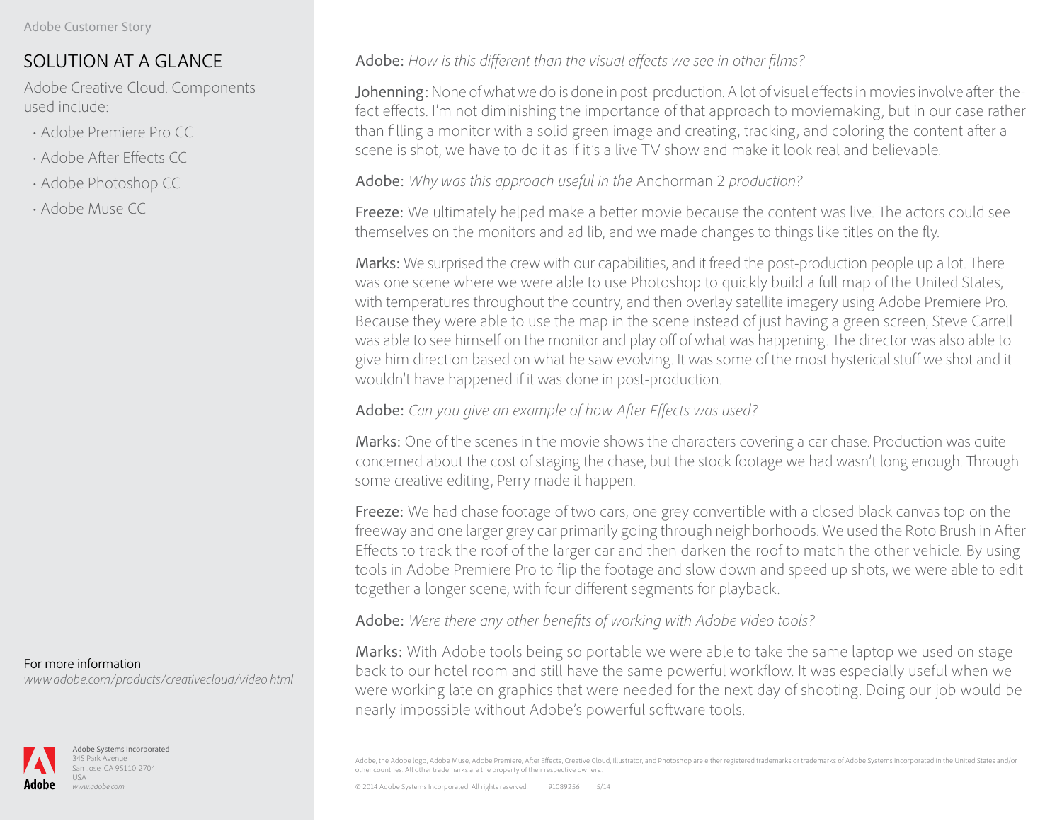Adobe Customer Story

## SOLUTION AT A GLANCE

Adobe Creative Cloud. Components used include:

- Adobe Premiere Pro CC
- Adobe After Effects CC
- Adobe Photoshop CC
- Adobe Muse CC

For more information
*www.adobe.com/products/creativecloud/video.html*

Adobe: *How is this different than the visual effects we see in other films?*

Johenning: None of what we do is done in post-production. A lot of visual effects in movies involve after-the-fact effects. I'm not diminishing the importance of that approach to moviemaking, but in our case rather than filling a monitor with a solid green image and creating, tracking, and coloring the content after a scene is shot, we have to do it as if it's a live TV show and make it look real and believable.

Adobe: *Why was this approach useful in the* Anchorman 2 *production?*

Freeze: We ultimately helped make a better movie because the content was live. The actors could see themselves on the monitors and ad lib, and we made changes to things like titles on the fly.

Marks: We surprised the crew with our capabilities, and it freed the post-production people up a lot. There was one scene where we were able to use Photoshop to quickly build a full map of the United States, with temperatures throughout the country, and then overlay satellite imagery using Adobe Premiere Pro. Because they were able to use the map in the scene instead of just having a green screen, Steve Carrell was able to see himself on the monitor and play off of what was happening. The director was also able to give him direction based on what he saw evolving. It was some of the most hysterical stuff we shot and it wouldn't have happened if it was done in post-production.

Adobe: *Can you give an example of how After Effects was used?*

Marks: One of the scenes in the movie shows the characters covering a car chase. Production was quite concerned about the cost of staging the chase, but the stock footage we had wasn't long enough. Through some creative editing, Perry made it happen.

Freeze: We had chase footage of two cars, one grey convertible with a closed black canvas top on the freeway and one larger grey car primarily going through neighborhoods. We used the Roto Brush in After Effects to track the roof of the larger car and then darken the roof to match the other vehicle. By using tools in Adobe Premiere Pro to flip the footage and slow down and speed up shots, we were able to edit together a longer scene, with four different segments for playback.

Adobe: *Were there any other benefits of working with Adobe video tools?*

Marks: With Adobe tools being so portable we were able to take the same laptop we used on stage back to our hotel room and still have the same powerful workflow. It was especially useful when we were working late on graphics that were needed for the next day of shooting. Doing our job would be nearly impossible without Adobe's powerful software tools.

Adobe Systems Incorporated
345 Park Avenue
San Jose, CA 95110-2704
USA
*www.adobe.com*

Adobe, the Adobe logo, Adobe Muse, Adobe Premiere, After Effects, Creative Cloud, Illustrator, and Photoshop are either registered trademarks or trademarks of Adobe Systems Incorporated in the United States and/or other countries. All other trademarks are the property of their respective owners.

© 2014 Adobe Systems Incorporated. All rights reserved. 91089256 5/14